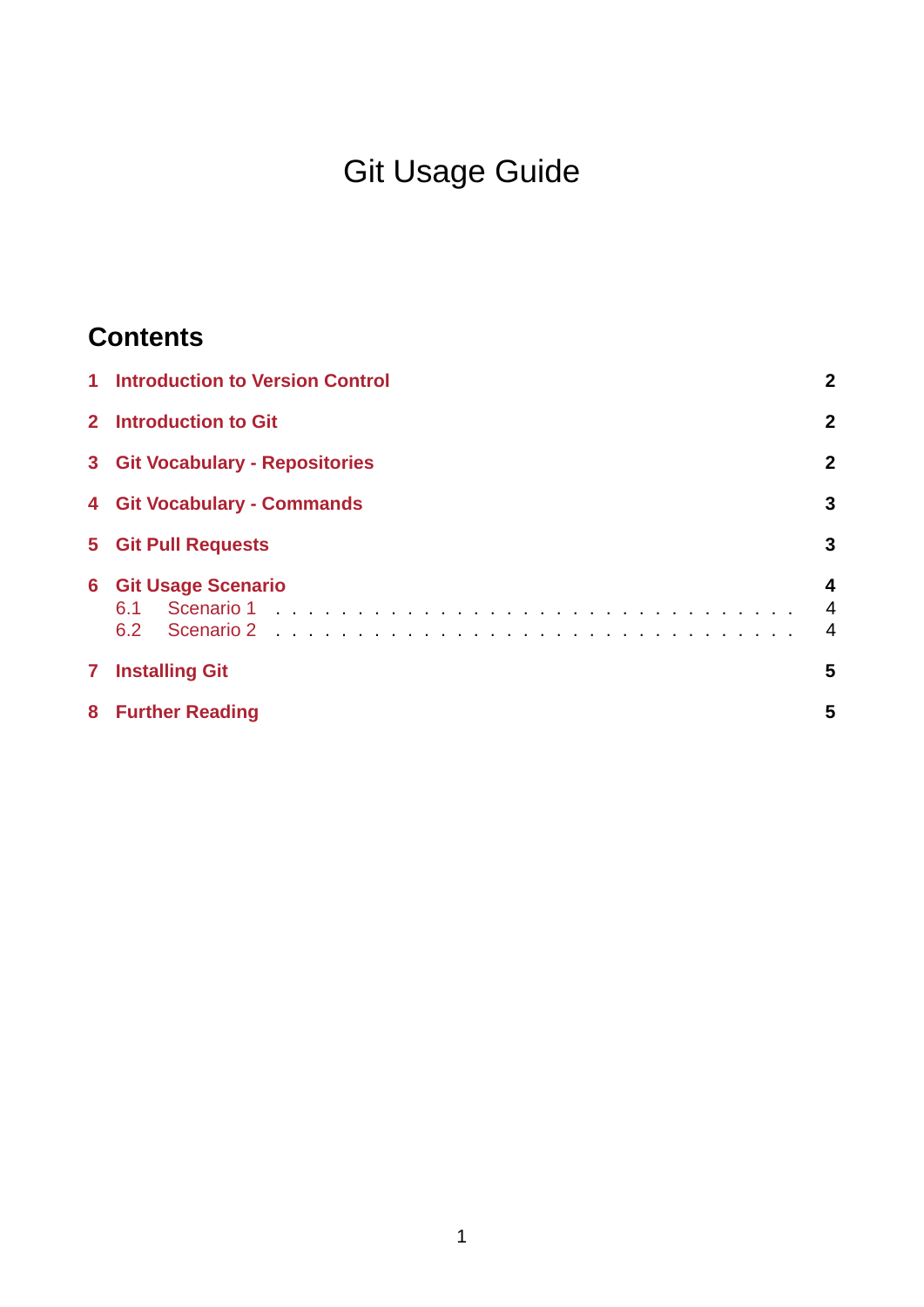# Git Usage Guide

## Contents

1 Introduction to Version Control — 2

2 Introduction to Git — 2

3 Git Vocabulary - Repositories — 2

4 Git Vocabulary - Commands — 3

5 Git Pull Requests — 3

6 Git Usage Scenario — 4
- 6.1 Scenario 1 — 4
- 6.2 Scenario 2 — 4

7 Installing Git — 5

8 Further Reading — 5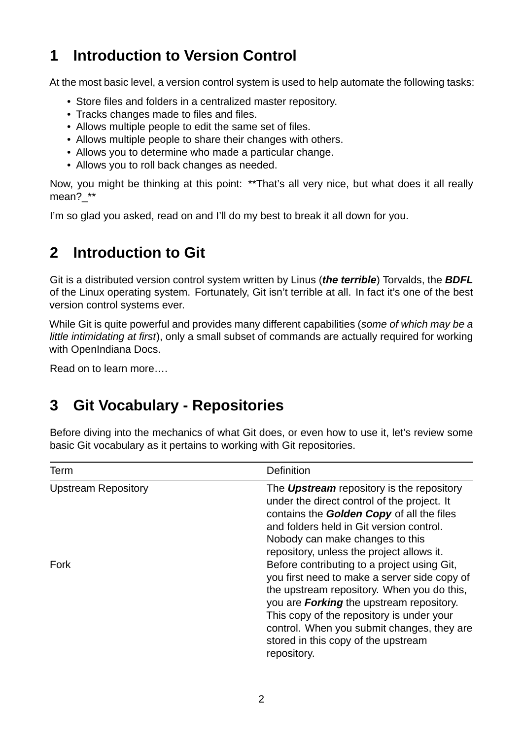# 1 Introduction to Version Control

At the most basic level, a version control system is used to help automate the following tasks:

- Store files and folders in a centralized master repository.
- Tracks changes made to files and files.
- Allows multiple people to edit the same set of files.
- Allows multiple people to share their changes with others.
- Allows you to determine who made a particular change.
- Allows you to roll back changes as needed.

Now, you might be thinking at this point: **That's all very nice, but what does it all really mean?_**

I'm so glad you asked, read on and I'll do my best to break it all down for you.

# 2 Introduction to Git

Git is a distributed version control system written by Linus (***the terrible***) Torvalds, the ***BDFL*** of the Linux operating system. Fortunately, Git isn't terrible at all. In fact it's one of the best version control systems ever.

While Git is quite powerful and provides many different capabilities (*some of which may be a little intimidating at first*), only a small subset of commands are actually required for working with OpenIndiana Docs.

Read on to learn more….

# 3 Git Vocabulary - Repositories

Before diving into the mechanics of what Git does, or even how to use it, let's review some basic Git vocabulary as it pertains to working with Git repositories.

| Term | Definition |
|---|---|
| Upstream Repository | The ***Upstream*** repository is the repository under the direct control of the project. It contains the ***Golden Copy*** of all the files and folders held in Git version control. Nobody can make changes to this repository, unless the project allows it. |
| Fork | Before contributing to a project using Git, you first need to make a server side copy of the upstream repository. When you do this, you are ***Forking*** the upstream repository. This copy of the repository is under your control. When you submit changes, they are stored in this copy of the upstream repository. |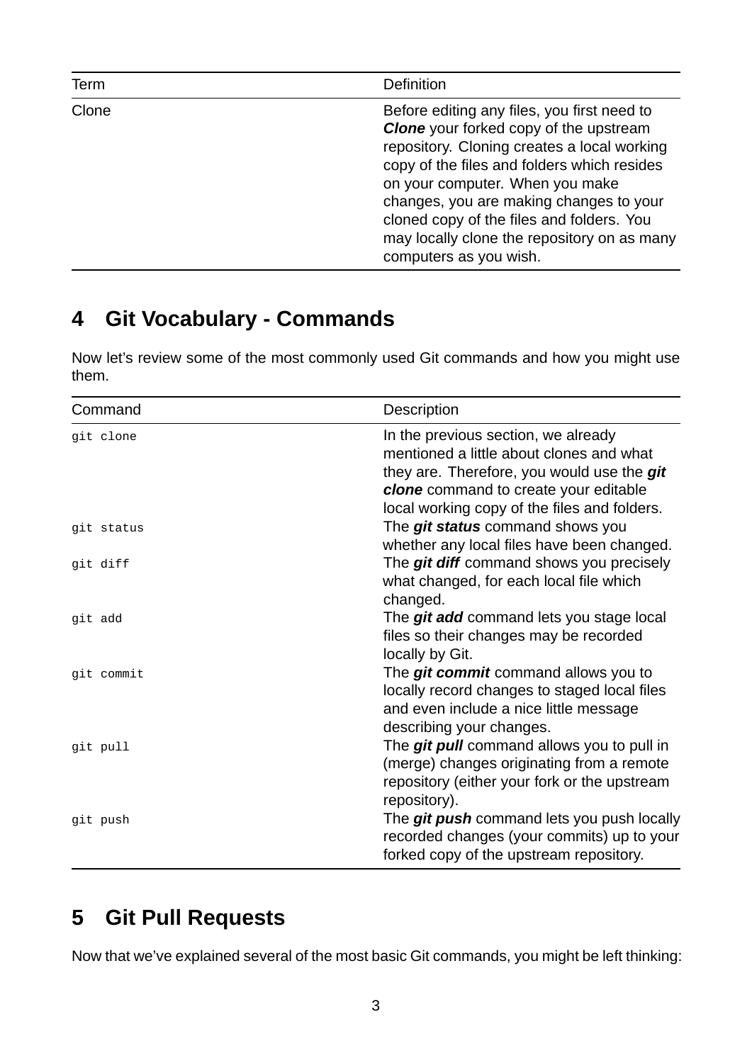| Term | Definition |
|---|---|
| Clone | Before editing any files, you first need to ***Clone*** your forked copy of the upstream repository. Cloning creates a local working copy of the files and folders which resides on your computer. When you make changes, you are making changes to your cloned copy of the files and folders. You may locally clone the repository on as many computers as you wish. |

## 4 Git Vocabulary - Commands

Now let's review some of the most commonly used Git commands and how you might use them.

| Command | Description |
|---|---|
| `git clone` | In the previous section, we already mentioned a little about clones and what they are. Therefore, you would use the ***git clone*** command to create your editable local working copy of the files and folders. |
| `git status` | The ***git status*** command shows you whether any local files have been changed. |
| `git diff` | The ***git diff*** command shows you precisely what changed, for each local file which changed. |
| `git add` | The ***git add*** command lets you stage local files so their changes may be recorded locally by Git. |
| `git commit` | The ***git commit*** command allows you to locally record changes to staged local files and even include a nice little message describing your changes. |
| `git pull` | The ***git pull*** command allows you to pull in (merge) changes originating from a remote repository (either your fork or the upstream repository). |
| `git push` | The ***git push*** command lets you push locally recorded changes (your commits) up to your forked copy of the upstream repository. |

## 5 Git Pull Requests

Now that we've explained several of the most basic Git commands, you might be left thinking: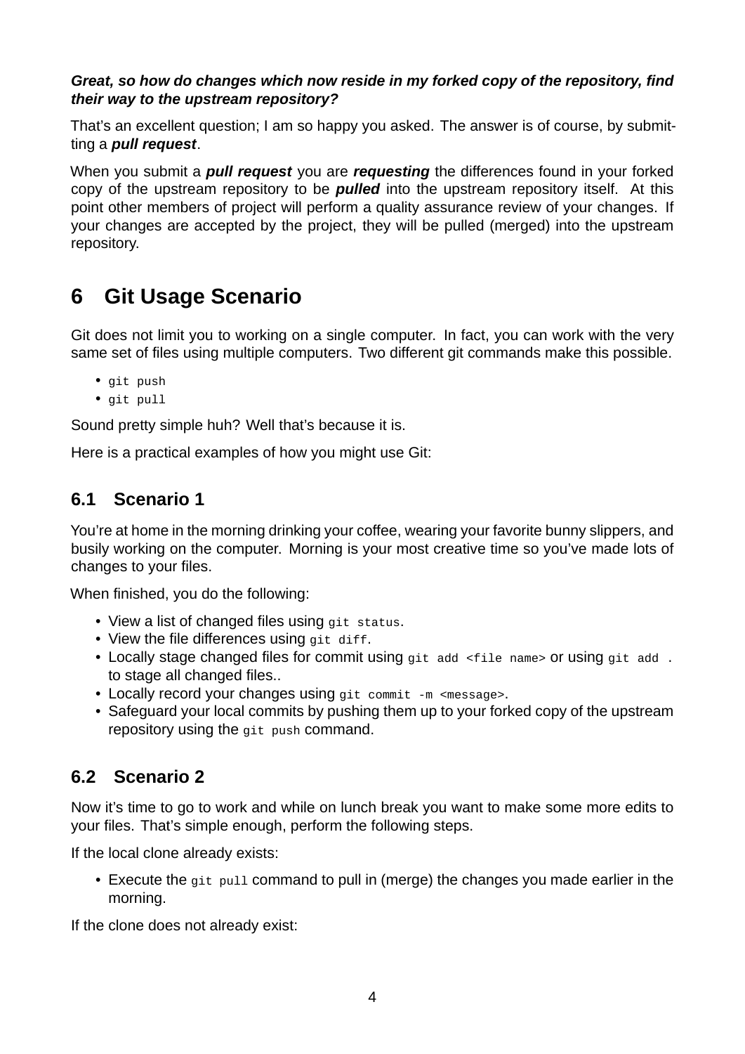***Great, so how do changes which now reside in my forked copy of the repository, find their way to the upstream repository?***

That's an excellent question; I am so happy you asked. The answer is of course, by submitting a ***pull request***.

When you submit a ***pull request*** you are ***requesting*** the differences found in your forked copy of the upstream repository to be ***pulled*** into the upstream repository itself. At this point other members of project will perform a quality assurance review of your changes. If your changes are accepted by the project, they will be pulled (merged) into the upstream repository.

# 6 Git Usage Scenario

Git does not limit you to working on a single computer. In fact, you can work with the very same set of files using multiple computers. Two different git commands make this possible.

- `git push`
- `git pull`

Sound pretty simple huh? Well that's because it is.

Here is a practical examples of how you might use Git:

## 6.1 Scenario 1

You're at home in the morning drinking your coffee, wearing your favorite bunny slippers, and busily working on the computer. Morning is your most creative time so you've made lots of changes to your files.

When finished, you do the following:

- View a list of changed files using `git status`.
- View the file differences using `git diff`.
- Locally stage changed files for commit using `git add <file name>` or using `git add .` to stage all changed files..
- Locally record your changes using `git commit -m <message>`.
- Safeguard your local commits by pushing them up to your forked copy of the upstream repository using the `git push` command.

## 6.2 Scenario 2

Now it's time to go to work and while on lunch break you want to make some more edits to your files. That's simple enough, perform the following steps.

If the local clone already exists:

- Execute the `git pull` command to pull in (merge) the changes you made earlier in the morning.

If the clone does not already exist: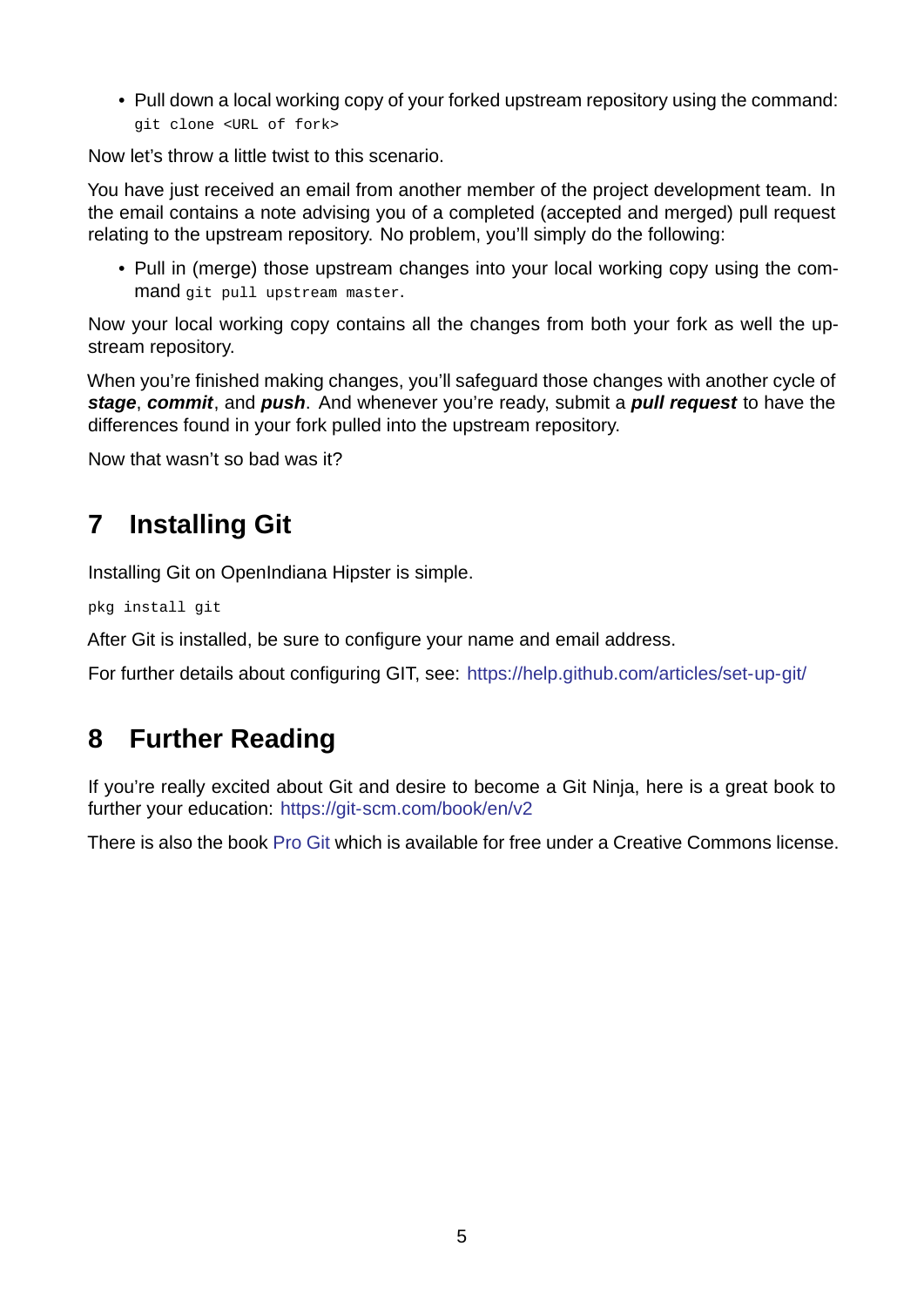- Pull down a local working copy of your forked upstream repository using the command: `git clone <URL of fork>`

Now let's throw a little twist to this scenario.

You have just received an email from another member of the project development team. In the email contains a note advising you of a completed (accepted and merged) pull request relating to the upstream repository. No problem, you'll simply do the following:

- Pull in (merge) those upstream changes into your local working copy using the command `git pull upstream master`.

Now your local working copy contains all the changes from both your fork as well the upstream repository.

When you're finished making changes, you'll safeguard those changes with another cycle of ***stage***, ***commit***, and ***push***. And whenever you're ready, submit a ***pull request*** to have the differences found in your fork pulled into the upstream repository.

Now that wasn't so bad was it?

# 7 Installing Git

Installing Git on OpenIndiana Hipster is simple.

```
pkg install git
```

After Git is installed, be sure to configure your name and email address.

For further details about configuring GIT, see: https://help.github.com/articles/set-up-git/

# 8 Further Reading

If you're really excited about Git and desire to become a Git Ninja, here is a great book to further your education: https://git-scm.com/book/en/v2

There is also the book Pro Git which is available for free under a Creative Commons license.